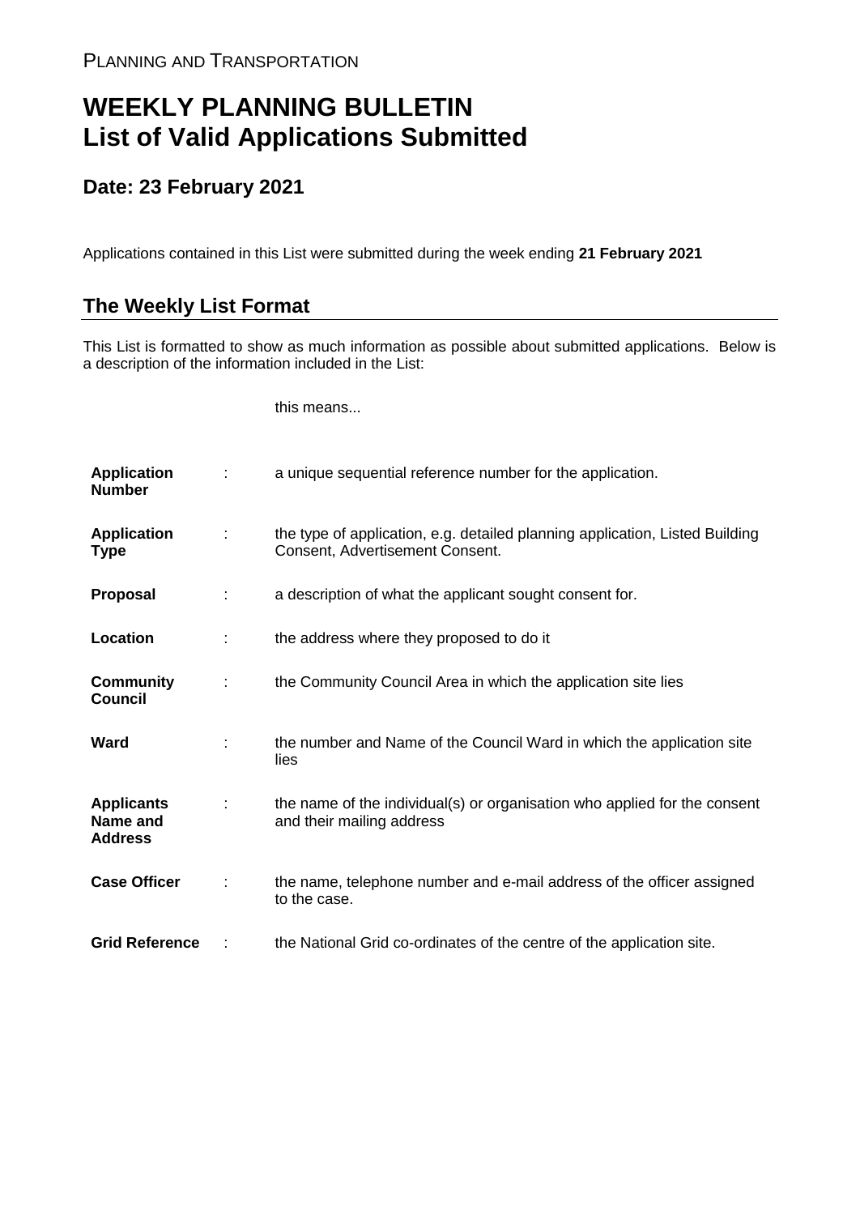PLANNING AND TRANSPORTATION

# WEEKLY PLANNING BULLETIN
# List of Valid Applications Submitted

## Date: 23 February 2021

Applications contained in this List were submitted during the week ending **21 February 2021**

## The Weekly List Format

This List is formatted to show as much information as possible about submitted applications. Below is a description of the information included in the List:

| | | this means... |
|---|---|---|
| **Application Number** | : | a unique sequential reference number for the application. |
| **Application Type** | : | the type of application, e.g. detailed planning application, Listed Building Consent, Advertisement Consent. |
| **Proposal** | : | a description of what the applicant sought consent for. |
| **Location** | : | the address where they proposed to do it |
| **Community Council** | : | the Community Council Area in which the application site lies |
| **Ward** | : | the number and Name of the Council Ward in which the application site lies |
| **Applicants Name and Address** | : | the name of the individual(s) or organisation who applied for the consent and their mailing address |
| **Case Officer** | : | the name, telephone number and e-mail address of the officer assigned to the case. |
| **Grid Reference** | : | the National Grid co-ordinates of the centre of the application site. |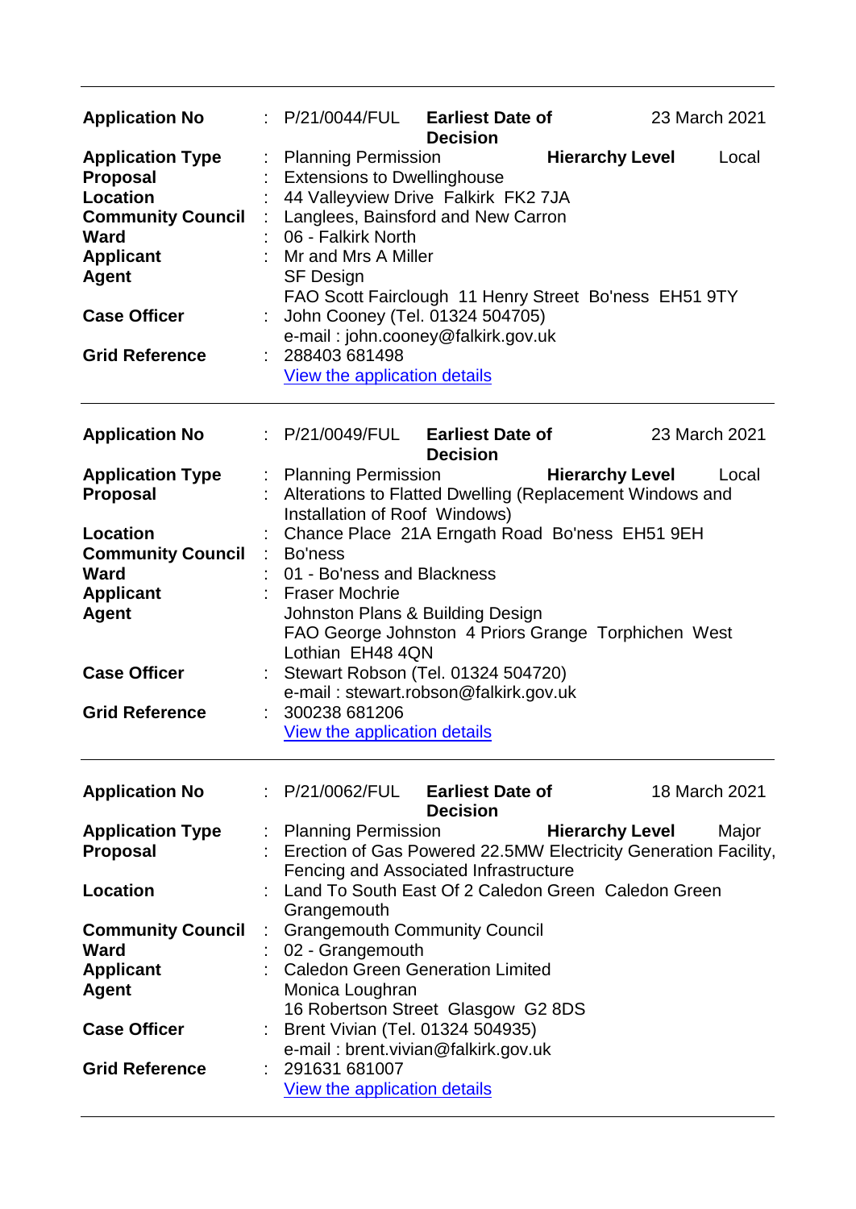| | | | | |
|---|---|---|---|---|
| **Application No** | : | P/21/0044/FUL | **Earliest Date of Decision** | 23 March 2021 |
| **Application Type** | : | Planning Permission | **Hierarchy Level** | Local |
| **Proposal** | : | Extensions to Dwellinghouse | | |
| **Location** | : | 44 Valleyview Drive Falkirk FK2 7JA | | |
| **Community Council** | : | Langlees, Bainsford and New Carron | | |
| **Ward** | : | 06 - Falkirk North | | |
| **Applicant** | : | Mr and Mrs A Miller | | |
| **Agent** | | SF Design<br>FAO Scott Fairclough 11 Henry Street Bo'ness EH51 9TY | | |
| **Case Officer** | : | John Cooney (Tel. 01324 504705)<br>e-mail : john.cooney@falkirk.gov.uk | | |
| **Grid Reference** | : | 288403 681498<br>View the application details | | |

---

| | | | | |
|---|---|---|---|---|
| **Application No** | : | P/21/0049/FUL | **Earliest Date of Decision** | 23 March 2021 |
| **Application Type** | : | Planning Permission | **Hierarchy Level** | Local |
| **Proposal** | : | Alterations to Flatted Dwelling (Replacement Windows and Installation of Roof Windows) | | |
| **Location** | : | Chance Place 21A Erngath Road Bo'ness EH51 9EH | | |
| **Community Council** | : | Bo'ness | | |
| **Ward** | : | 01 - Bo'ness and Blackness | | |
| **Applicant** | : | Fraser Mochrie | | |
| **Agent** | | Johnston Plans & Building Design<br>FAO George Johnston 4 Priors Grange Torphichen West Lothian EH48 4QN | | |
| **Case Officer** | : | Stewart Robson (Tel. 01324 504720)<br>e-mail : stewart.robson@falkirk.gov.uk | | |
| **Grid Reference** | : | 300238 681206<br>View the application details | | |

---

| | | | | |
|---|---|---|---|---|
| **Application No** | : | P/21/0062/FUL | **Earliest Date of Decision** | 18 March 2021 |
| **Application Type** | : | Planning Permission | **Hierarchy Level** | Major |
| **Proposal** | : | Erection of Gas Powered 22.5MW Electricity Generation Facility, Fencing and Associated Infrastructure | | |
| **Location** | : | Land To South East Of 2 Caledon Green Caledon Green Grangemouth | | |
| **Community Council** | : | Grangemouth Community Council | | |
| **Ward** | : | 02 - Grangemouth | | |
| **Applicant** | : | Caledon Green Generation Limited | | |
| **Agent** | | Monica Loughran<br>16 Robertson Street Glasgow G2 8DS | | |
| **Case Officer** | : | Brent Vivian (Tel. 01324 504935)<br>e-mail : brent.vivian@falkirk.gov.uk | | |
| **Grid Reference** | : | 291631 681007<br>View the application details | | |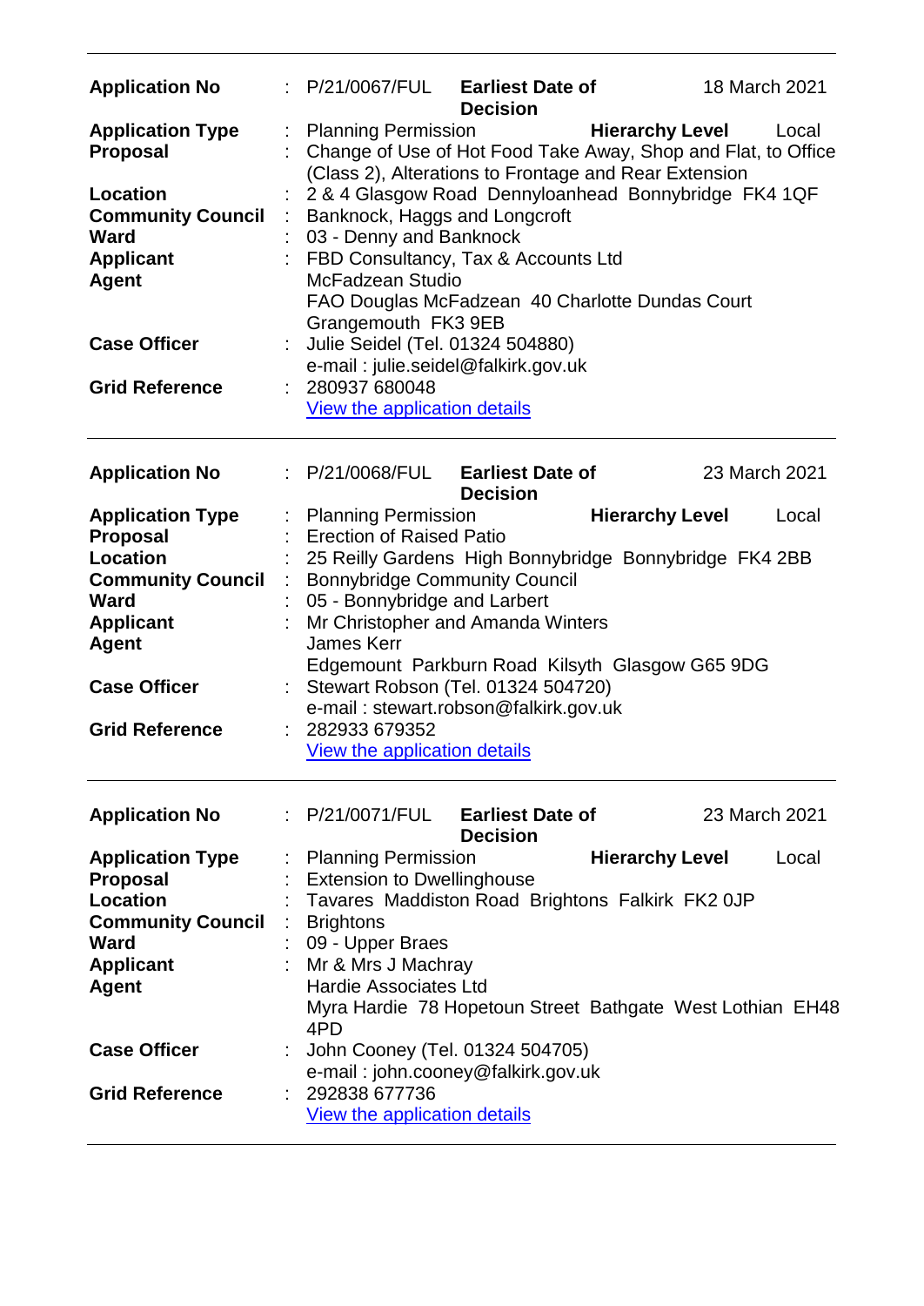| | | | | |
|---|---|---|---|---|
| **Application No** | : P/21/0067/FUL | **Earliest Date of Decision** | | 18 March 2021 |
| **Application Type** | : Planning Permission | | **Hierarchy Level** | Local |
| **Proposal** | : Change of Use of Hot Food Take Away, Shop and Flat, to Office (Class 2), Alterations to Frontage and Rear Extension | | | |
| **Location** | : 2 & 4 Glasgow Road Dennyloanhead Bonnybridge FK4 1QF | | | |
| **Community Council** | : Banknock, Haggs and Longcroft | | | |
| **Ward** | : 03 - Denny and Banknock | | | |
| **Applicant** | : FBD Consultancy, Tax & Accounts Ltd | | | |
| **Agent** | McFadzean Studio<br>FAO Douglas McFadzean 40 Charlotte Dundas Court Grangemouth FK3 9EB | | | |
| **Case Officer** | : Julie Seidel (Tel. 01324 504880)<br>e-mail : julie.seidel@falkirk.gov.uk | | | |
| **Grid Reference** | : 280937 680048<br>View the application details | | | |

| | | | | |
|---|---|---|---|---|
| **Application No** | : P/21/0068/FUL | **Earliest Date of Decision** | | 23 March 2021 |
| **Application Type** | : Planning Permission | | **Hierarchy Level** | Local |
| **Proposal** | : Erection of Raised Patio | | | |
| **Location** | : 25 Reilly Gardens High Bonnybridge Bonnybridge FK4 2BB | | | |
| **Community Council** | : Bonnybridge Community Council | | | |
| **Ward** | : 05 - Bonnybridge and Larbert | | | |
| **Applicant** | : Mr Christopher and Amanda Winters | | | |
| **Agent** | James Kerr<br>Edgemount Parkburn Road Kilsyth Glasgow G65 9DG | | | |
| **Case Officer** | : Stewart Robson (Tel. 01324 504720)<br>e-mail : stewart.robson@falkirk.gov.uk | | | |
| **Grid Reference** | : 282933 679352<br>View the application details | | | |

| | | | | |
|---|---|---|---|---|
| **Application No** | : P/21/0071/FUL | **Earliest Date of Decision** | | 23 March 2021 |
| **Application Type** | : Planning Permission | | **Hierarchy Level** | Local |
| **Proposal** | : Extension to Dwellinghouse | | | |
| **Location** | : Tavares Maddiston Road Brightons Falkirk FK2 0JP | | | |
| **Community Council** | : Brightons | | | |
| **Ward** | : 09 - Upper Braes | | | |
| **Applicant** | : Mr & Mrs J Machray | | | |
| **Agent** | Hardie Associates Ltd<br>Myra Hardie 78 Hopetoun Street Bathgate West Lothian EH48 4PD | | | |
| **Case Officer** | : John Cooney (Tel. 01324 504705)<br>e-mail : john.cooney@falkirk.gov.uk | | | |
| **Grid Reference** | : 292838 677736<br>View the application details | | | |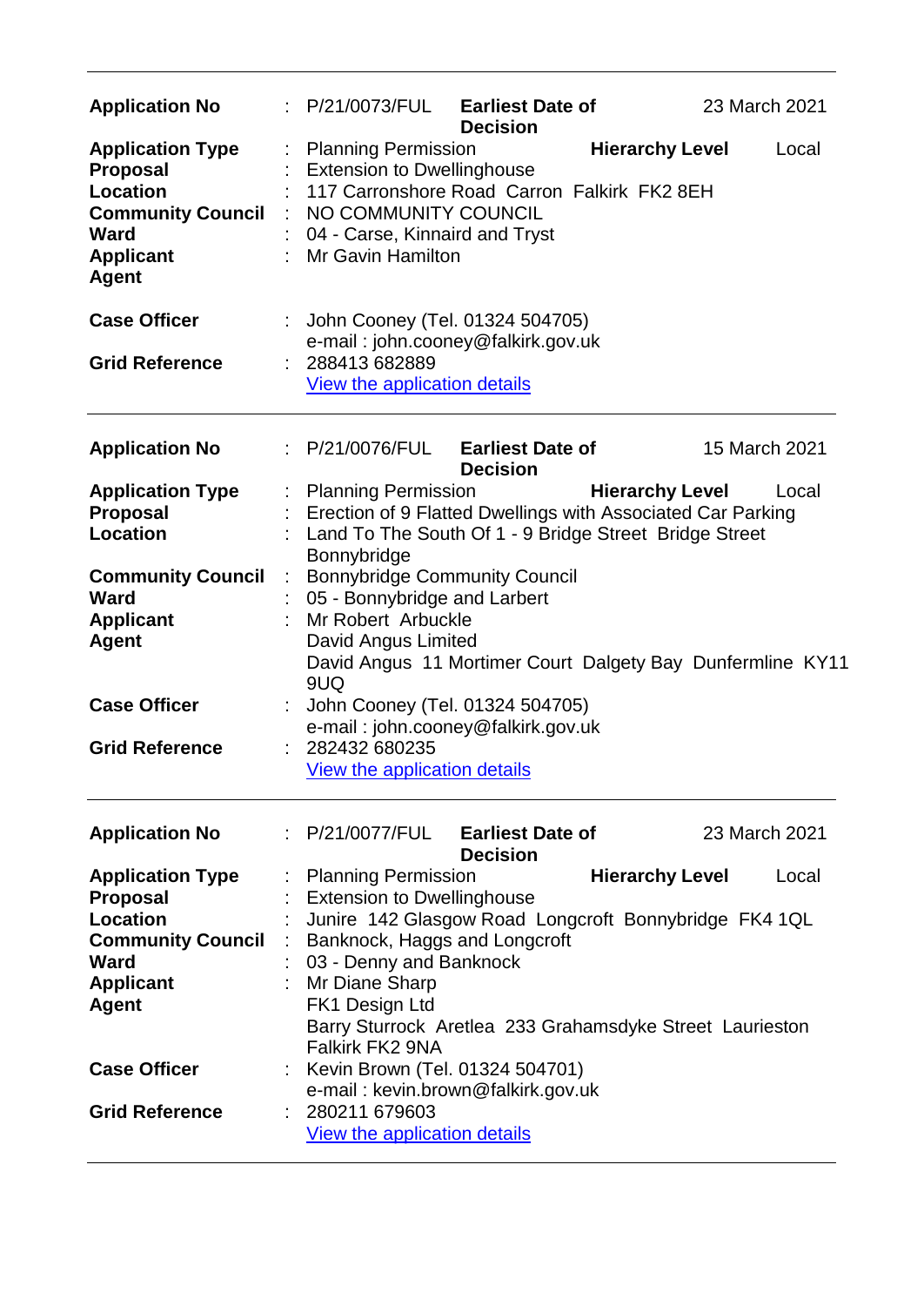---

**Application No** : P/21/0073/FUL **Earliest Date of Decision** 23 March 2021

**Application Type** : Planning Permission **Hierarchy Level** Local

**Proposal** : Extension to Dwellinghouse

**Location** : 117 Carronshore Road Carron Falkirk FK2 8EH

**Community Council** : NO COMMUNITY COUNCIL

**Ward** : 04 - Carse, Kinnaird and Tryst

**Applicant** : Mr Gavin Hamilton

**Agent**

**Case Officer** : John Cooney (Tel. 01324 504705)
e-mail : john.cooney@falkirk.gov.uk

**Grid Reference** : 288413 682889
[View the application details]

---

**Application No** : P/21/0076/FUL **Earliest Date of Decision** 15 March 2021

**Application Type** : Planning Permission **Hierarchy Level** Local

**Proposal** : Erection of 9 Flatted Dwellings with Associated Car Parking

**Location** : Land To The South Of 1 - 9 Bridge Street Bridge Street Bonnybridge

**Community Council** : Bonnybridge Community Council

**Ward** : 05 - Bonnybridge and Larbert

**Applicant** : Mr Robert Arbuckle

**Agent** David Angus Limited
David Angus 11 Mortimer Court Dalgety Bay Dunfermline KY11 9UQ

**Case Officer** : John Cooney (Tel. 01324 504705)
e-mail : john.cooney@falkirk.gov.uk

**Grid Reference** : 282432 680235
[View the application details]

---

**Application No** : P/21/0077/FUL **Earliest Date of Decision** 23 March 2021

**Application Type** : Planning Permission **Hierarchy Level** Local

**Proposal** : Extension to Dwellinghouse

**Location** : Junire 142 Glasgow Road Longcroft Bonnybridge FK4 1QL

**Community Council** : Banknock, Haggs and Longcroft

**Ward** : 03 - Denny and Banknock

**Applicant** : Mr Diane Sharp

**Agent** FK1 Design Ltd
Barry Sturrock Aretlea 233 Grahamsdyke Street Laurieston Falkirk FK2 9NA

**Case Officer** : Kevin Brown (Tel. 01324 504701)
e-mail : kevin.brown@falkirk.gov.uk

**Grid Reference** : 280211 679603
[View the application details]

---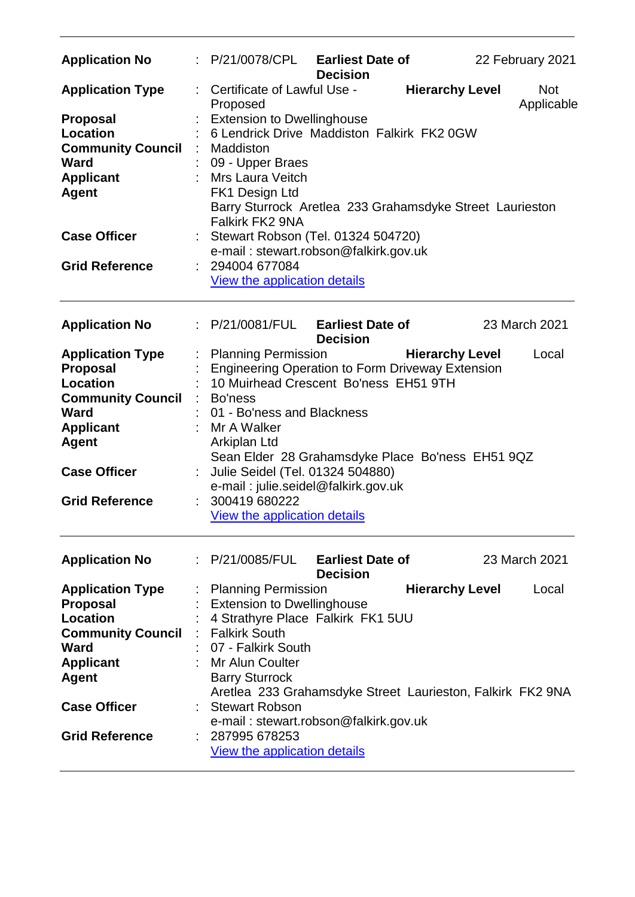| | | | | |
|---|---|---|---|---|
| **Application No** | : P/21/0078/CPL | **Earliest Date of Decision** | | 22 February 2021 |
| **Application Type** | : Certificate of Lawful Use - Proposed | | **Hierarchy Level** | Not Applicable |
| **Proposal** | : Extension to Dwellinghouse | | | |
| **Location** | : 6 Lendrick Drive Maddiston Falkirk FK2 0GW | | | |
| **Community Council** | : Maddiston | | | |
| **Ward** | : 09 - Upper Braes | | | |
| **Applicant** | : Mrs Laura Veitch | | | |
| **Agent** | FK1 Design Ltd<br>Barry Sturrock Aretlea 233 Grahamsdyke Street Laurieston Falkirk FK2 9NA | | | |
| **Case Officer** | : Stewart Robson (Tel. 01324 504720)<br>e-mail : stewart.robson@falkirk.gov.uk | | | |
| **Grid Reference** | : 294004 677084<br>View the application details | | | |

| | | | | |
|---|---|---|---|---|
| **Application No** | : P/21/0081/FUL | **Earliest Date of Decision** | | 23 March 2021 |
| **Application Type** | : Planning Permission | | **Hierarchy Level** | Local |
| **Proposal** | : Engineering Operation to Form Driveway Extension | | | |
| **Location** | : 10 Muirhead Crescent Bo'ness EH51 9TH | | | |
| **Community Council** | : Bo'ness | | | |
| **Ward** | : 01 - Bo'ness and Blackness | | | |
| **Applicant** | : Mr A Walker | | | |
| **Agent** | Arkiplan Ltd<br>Sean Elder 28 Grahamsdyke Place Bo'ness EH51 9QZ | | | |
| **Case Officer** | : Julie Seidel (Tel. 01324 504880)<br>e-mail : julie.seidel@falkirk.gov.uk | | | |
| **Grid Reference** | : 300419 680222<br>View the application details | | | |

| | | | | |
|---|---|---|---|---|
| **Application No** | : P/21/0085/FUL | **Earliest Date of Decision** | | 23 March 2021 |
| **Application Type** | : Planning Permission | | **Hierarchy Level** | Local |
| **Proposal** | : Extension to Dwellinghouse | | | |
| **Location** | : 4 Strathyre Place Falkirk FK1 5UU | | | |
| **Community Council** | : Falkirk South | | | |
| **Ward** | : 07 - Falkirk South | | | |
| **Applicant** | : Mr Alun Coulter | | | |
| **Agent** | Barry Sturrock<br>Aretlea 233 Grahamsdyke Street Laurieston, Falkirk FK2 9NA | | | |
| **Case Officer** | : Stewart Robson<br>e-mail : stewart.robson@falkirk.gov.uk | | | |
| **Grid Reference** | : 287995 678253<br>View the application details | | | |